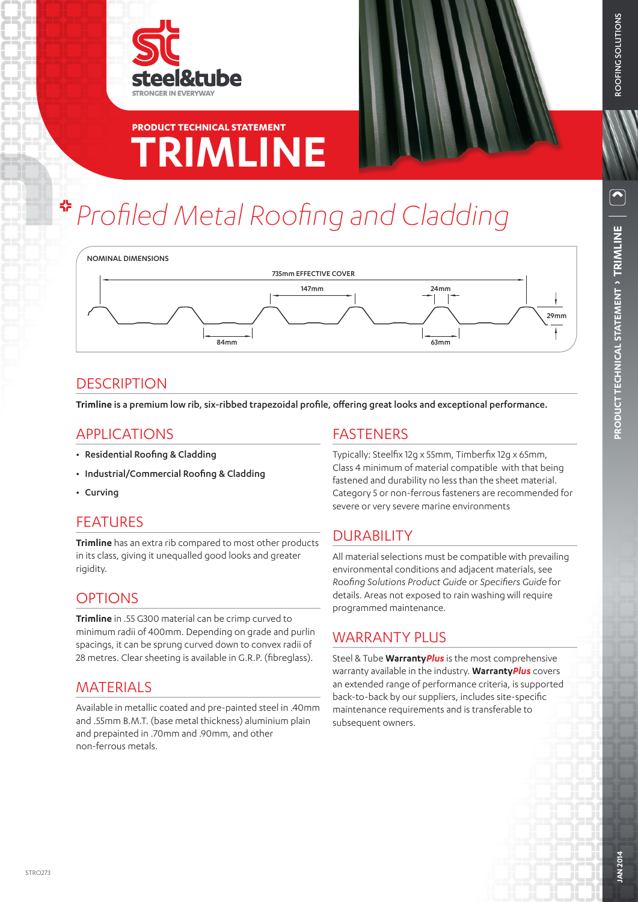steel&tube
STRONGER IN EVERYWAY

PRODUCT TECHNICAL STATEMENT

# TRIMLINE

## Profiled Metal Roofing and Cladding

NOMINAL DIMENSIONS

735mm EFFECTIVE COVER

147mm

24mm

29mm

84mm

63mm

## DESCRIPTION

**Trimline is a premium low rib, six-ribbed trapezoidal profile, offering great looks and exceptional performance.**

## APPLICATIONS

- Residential Roofing & Cladding
- Industrial/Commercial Roofing & Cladding
- Curving

## FEATURES

**Trimline** has an extra rib compared to most other products in its class, giving it unequalled good looks and greater rigidity.

## OPTIONS

**Trimline** in .55 G300 material can be crimp curved to minimum radii of 400mm. Depending on grade and purlin spacings, it can be sprung curved down to convex radii of 28 metres. Clear sheeting is available in G.R.P. (fibreglass).

## MATERIALS

Available in metallic coated and pre-painted steel in .40mm and .55mm B.M.T. (base metal thickness) aluminium plain and prepainted in .70mm and .90mm, and other non-ferrous metals.

## FASTENERS

Typically: Steelfix 12g x 55mm, Timberfix 12g x 65mm, Class 4 minimum of material compatible with that being fastened and durability no less than the sheet material. Category 5 or non-ferrous fasteners are recommended for severe or very severe marine environments

## DURABILITY

All material selections must be compatible with prevailing environmental conditions and adjacent materials, see *Roofing Solutions Product Guide* or *Specifiers Guide* for details. Areas not exposed to rain washing will require programmed maintenance.

## WARRANTY PLUS

Steel & Tube **Warranty*Plus*** is the most comprehensive warranty available in the industry. **Warranty*Plus*** covers an extended range of performance criteria, is supported back-to-back by our suppliers, includes site-specific maintenance requirements and is transferable to subsequent owners.

STRO273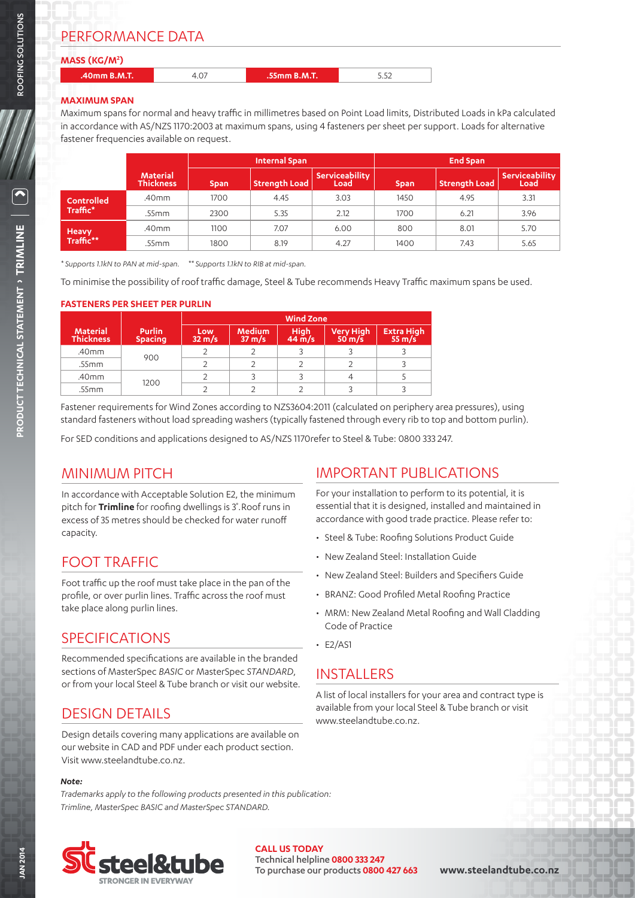# PERFORMANCE DATA

## MASS (KG/M²)

| .40mm B.M.T. | 4.07 | .55mm B.M.T. | 5.52 |
|---|---|---|---|

## MAXIMUM SPAN

Maximum spans for normal and heavy traffic in millimetres based on Point Load limits, Distributed Loads in kPa calculated in accordance with AS/NZS 1170:2003 at maximum spans, using 4 fasteners per sheet per support. Loads for alternative fastener frequencies available on request.

| | | Internal Span | | | End Span | | |
|---|---|---|---|---|---|---|---|
| | Material Thickness | Span | Strength Load | Serviceability Load | Span | Strength Load | Serviceability Load |
| Controlled Traffic* | .40mm | 1700 | 4.45 | 3.03 | 1450 | 4.95 | 3.31 |
| | .55mm | 2300 | 5.35 | 2.12 | 1700 | 6.21 | 3.96 |
| Heavy Traffic** | .40mm | 1100 | 7.07 | 6.00 | 800 | 8.01 | 5.70 |
| | .55mm | 1800 | 8.19 | 4.27 | 1400 | 7.43 | 5.65 |

*\* Supports 1.1kN to PAN at mid-span.* *\*\* Supports 1.1kN to RIB at mid-span.*

To minimise the possibility of roof traffic damage, Steel & Tube recommends Heavy Traffic maximum spans be used.

## FASTENERS PER SHEET PER PURLIN

| | | Wind Zone | | | | |
|---|---|---|---|---|---|---|
| Material Thickness | Purlin Spacing | Low 32 m/s | Medium 37 m/s | High 44 m/s | Very High 50 m/s | Extra High 55 m/s |
| .40mm | 900 | 2 | 2 | 3 | 3 | 3 |
| .55mm | | 2 | 2 | 2 | 2 | 3 |
| .40mm | 1200 | 2 | 3 | 3 | 4 | 5 |
| .55mm | | 2 | 2 | 2 | 3 | 3 |

Fastener requirements for Wind Zones according to NZS3604:2011 (calculated on periphery area pressures), using standard fasteners without load spreading washers (typically fastened through every rib to top and bottom purlin).

For SED conditions and applications designed to AS/NZS 1170refer to Steel & Tube: 0800 333 247.

# MINIMUM PITCH

In accordance with Acceptable Solution E2, the minimum pitch for **Trimline** for roofing dwellings is 3°. Roof runs in excess of 35 metres should be checked for water runoff capacity.

# FOOT TRAFFIC

Foot traffic up the roof must take place in the pan of the profile, or over purlin lines. Traffic across the roof must take place along purlin lines.

# SPECIFICATIONS

Recommended specifications are available in the branded sections of MasterSpec *BASIC* or MasterSpec *STANDARD*, or from your local Steel & Tube branch or visit our website.

# DESIGN DETAILS

Design details covering many applications are available on our website in CAD and PDF under each product section. Visit www.steelandtube.co.nz.

# IMPORTANT PUBLICATIONS

For your installation to perform to its potential, it is essential that it is designed, installed and maintained in accordance with good trade practice. Please refer to:

- Steel & Tube: Roofing Solutions Product Guide
- New Zealand Steel: Installation Guide
- New Zealand Steel: Builders and Specifiers Guide
- BRANZ: Good Profiled Metal Roofing Practice
- MRM: New Zealand Metal Roofing and Wall Cladding Code of Practice
- E2/AS1

# INSTALLERS

A list of local installers for your area and contract type is available from your local Steel & Tube branch or visit www.steelandtube.co.nz.

***Note:***

*Trademarks apply to the following products presented in this publication: Trimline, MasterSpec BASIC and MasterSpec STANDARD.*

steel&tube
STRONGER IN EVERYWAY

**CALL US TODAY**
Technical helpline **0800 333 247**
To purchase our products **0800 427 663**

**www.steelandtube.co.nz**